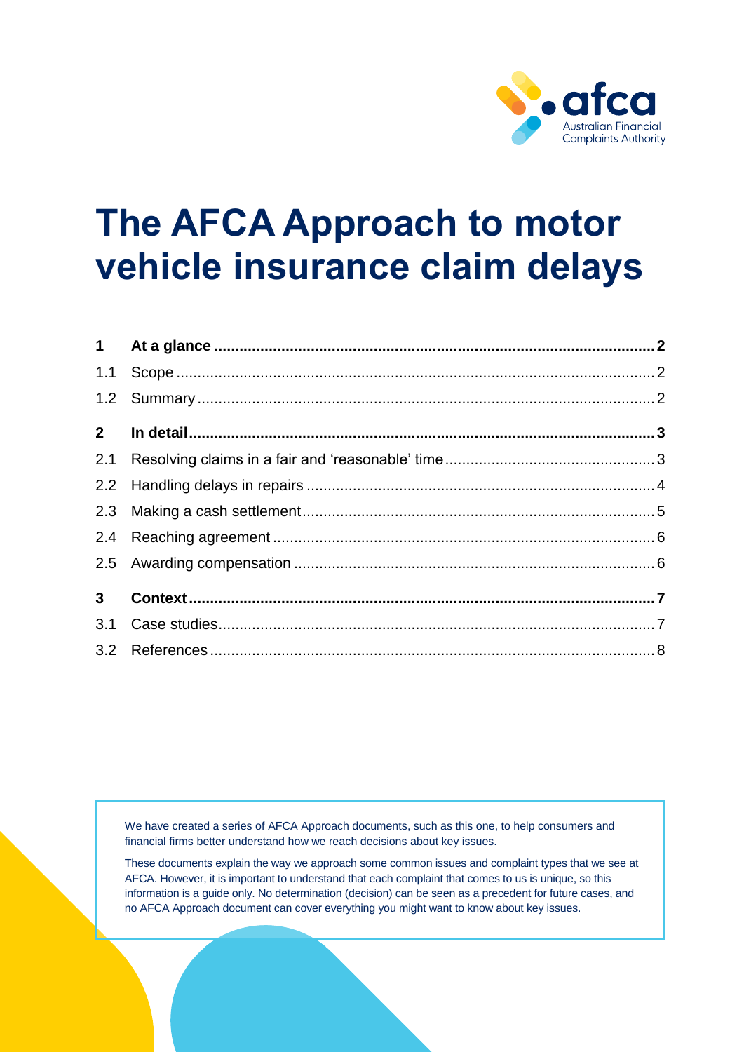# The AFCA Approach to motor vehicle insurance claim delays

| | | |
|---|---|---|
| **1** | **At a glance** | **2** |
| 1.1 | Scope | 2 |
| 1.2 | Summary | 2 |
| **2** | **In detail** | **3** |
| 2.1 | Resolving claims in a fair and 'reasonable' time | 3 |
| 2.2 | Handling delays in repairs | 4 |
| 2.3 | Making a cash settlement | 5 |
| 2.4 | Reaching agreement | 6 |
| 2.5 | Awarding compensation | 6 |
| **3** | **Context** | **7** |
| 3.1 | Case studies | 7 |
| 3.2 | References | 8 |

We have created a series of AFCA Approach documents, such as this one, to help consumers and financial firms better understand how we reach decisions about key issues.

These documents explain the way we approach some common issues and complaint types that we see at AFCA. However, it is important to understand that each complaint that comes to us is unique, so this information is a guide only. No determination (decision) can be seen as a precedent for future cases, and no AFCA Approach document can cover everything you might want to know about key issues.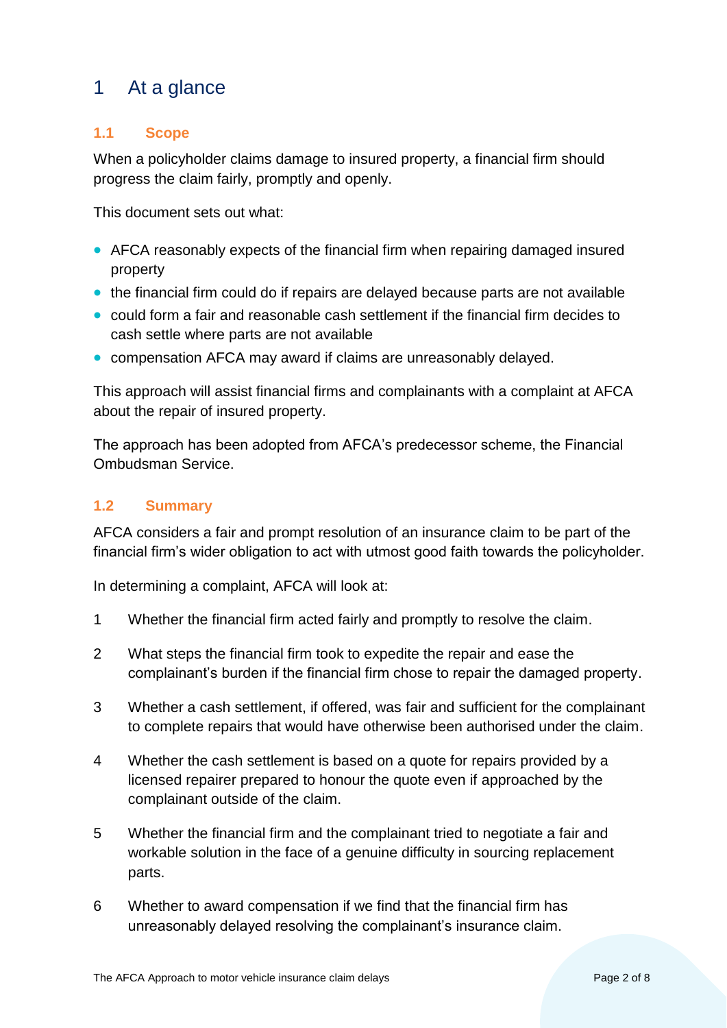# 1 At a glance

## 1.1 Scope

When a policyholder claims damage to insured property, a financial firm should progress the claim fairly, promptly and openly.

This document sets out what:

- AFCA reasonably expects of the financial firm when repairing damaged insured property
- the financial firm could do if repairs are delayed because parts are not available
- could form a fair and reasonable cash settlement if the financial firm decides to cash settle where parts are not available
- compensation AFCA may award if claims are unreasonably delayed.

This approach will assist financial firms and complainants with a complaint at AFCA about the repair of insured property.

The approach has been adopted from AFCA's predecessor scheme, the Financial Ombudsman Service.

## 1.2 Summary

AFCA considers a fair and prompt resolution of an insurance claim to be part of the financial firm's wider obligation to act with utmost good faith towards the policyholder.

In determining a complaint, AFCA will look at:

1. Whether the financial firm acted fairly and promptly to resolve the claim.
2. What steps the financial firm took to expedite the repair and ease the complainant's burden if the financial firm chose to repair the damaged property.
3. Whether a cash settlement, if offered, was fair and sufficient for the complainant to complete repairs that would have otherwise been authorised under the claim.
4. Whether the cash settlement is based on a quote for repairs provided by a licensed repairer prepared to honour the quote even if approached by the complainant outside of the claim.
5. Whether the financial firm and the complainant tried to negotiate a fair and workable solution in the face of a genuine difficulty in sourcing replacement parts.
6. Whether to award compensation if we find that the financial firm has unreasonably delayed resolving the complainant's insurance claim.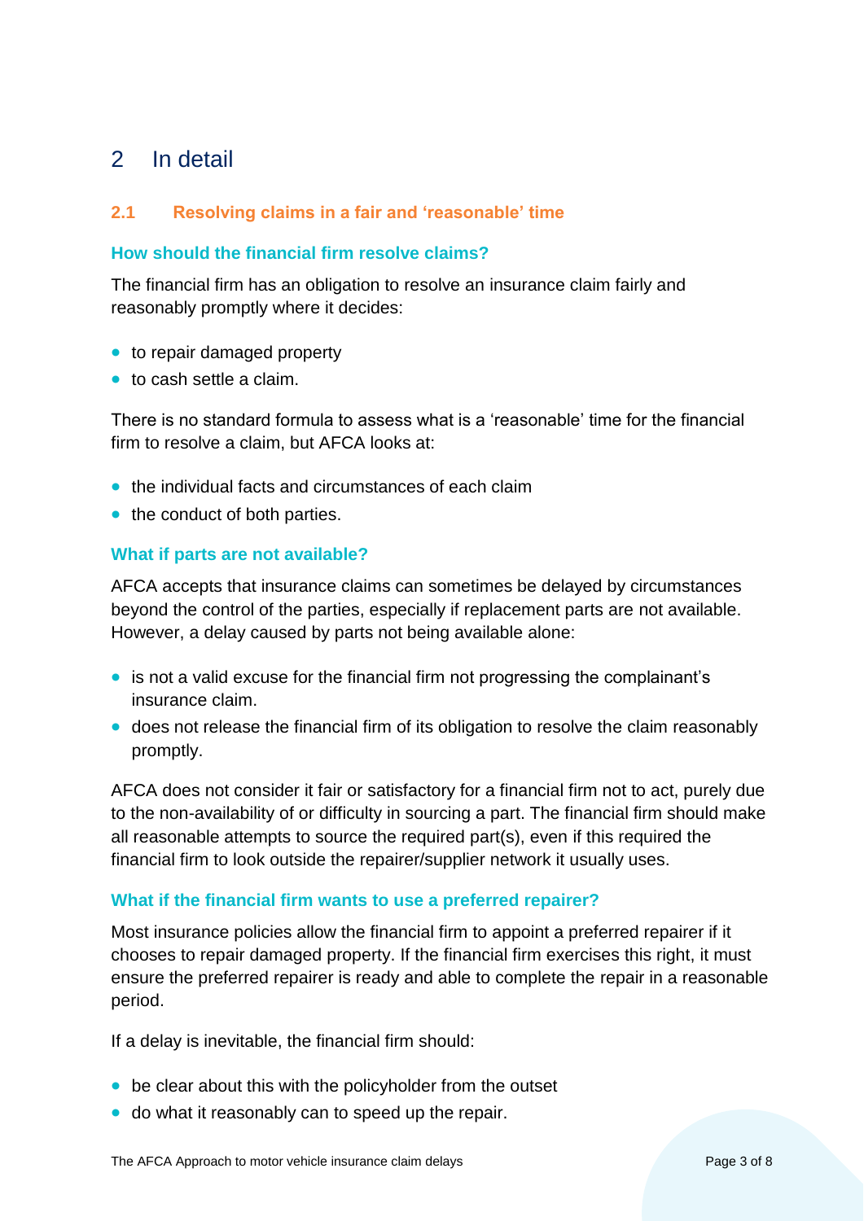# 2 In detail

## 2.1 Resolving claims in a fair and 'reasonable' time

### How should the financial firm resolve claims?

The financial firm has an obligation to resolve an insurance claim fairly and reasonably promptly where it decides:

- to repair damaged property
- to cash settle a claim.

There is no standard formula to assess what is a 'reasonable' time for the financial firm to resolve a claim, but AFCA looks at:

- the individual facts and circumstances of each claim
- the conduct of both parties.

### What if parts are not available?

AFCA accepts that insurance claims can sometimes be delayed by circumstances beyond the control of the parties, especially if replacement parts are not available. However, a delay caused by parts not being available alone:

- is not a valid excuse for the financial firm not progressing the complainant's insurance claim.
- does not release the financial firm of its obligation to resolve the claim reasonably promptly.

AFCA does not consider it fair or satisfactory for a financial firm not to act, purely due to the non-availability of or difficulty in sourcing a part. The financial firm should make all reasonable attempts to source the required part(s), even if this required the financial firm to look outside the repairer/supplier network it usually uses.

### What if the financial firm wants to use a preferred repairer?

Most insurance policies allow the financial firm to appoint a preferred repairer if it chooses to repair damaged property. If the financial firm exercises this right, it must ensure the preferred repairer is ready and able to complete the repair in a reasonable period.

If a delay is inevitable, the financial firm should:

- be clear about this with the policyholder from the outset
- do what it reasonably can to speed up the repair.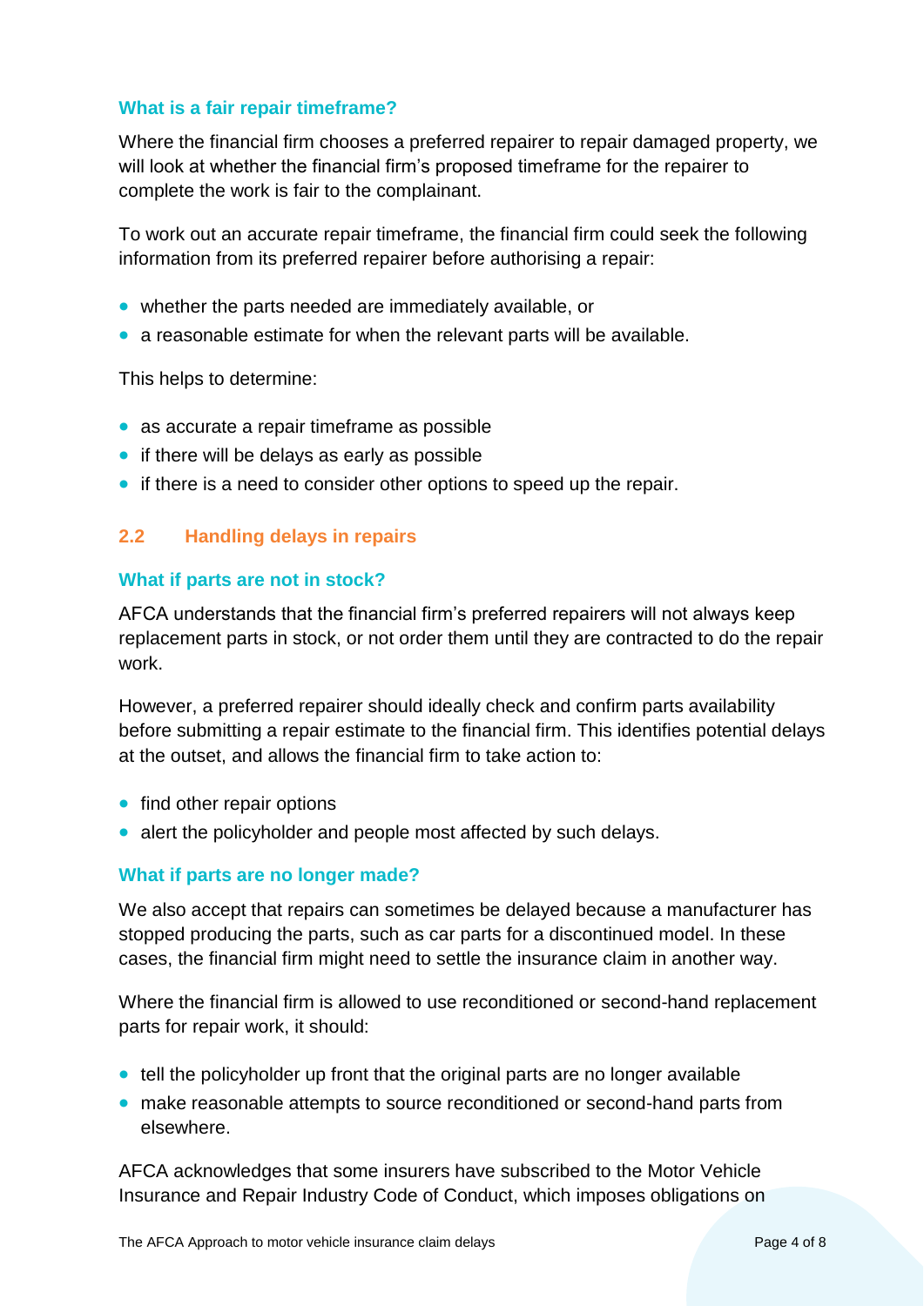### What is a fair repair timeframe?

Where the financial firm chooses a preferred repairer to repair damaged property, we will look at whether the financial firm's proposed timeframe for the repairer to complete the work is fair to the complainant.

To work out an accurate repair timeframe, the financial firm could seek the following information from its preferred repairer before authorising a repair:

- whether the parts needed are immediately available, or
- a reasonable estimate for when the relevant parts will be available.

This helps to determine:

- as accurate a repair timeframe as possible
- if there will be delays as early as possible
- if there is a need to consider other options to speed up the repair.

## 2.2 Handling delays in repairs

### What if parts are not in stock?

AFCA understands that the financial firm's preferred repairers will not always keep replacement parts in stock, or not order them until they are contracted to do the repair work.

However, a preferred repairer should ideally check and confirm parts availability before submitting a repair estimate to the financial firm. This identifies potential delays at the outset, and allows the financial firm to take action to:

- find other repair options
- alert the policyholder and people most affected by such delays.

### What if parts are no longer made?

We also accept that repairs can sometimes be delayed because a manufacturer has stopped producing the parts, such as car parts for a discontinued model. In these cases, the financial firm might need to settle the insurance claim in another way.

Where the financial firm is allowed to use reconditioned or second-hand replacement parts for repair work, it should:

- tell the policyholder up front that the original parts are no longer available
- make reasonable attempts to source reconditioned or second-hand parts from elsewhere.

AFCA acknowledges that some insurers have subscribed to the Motor Vehicle Insurance and Repair Industry Code of Conduct, which imposes obligations on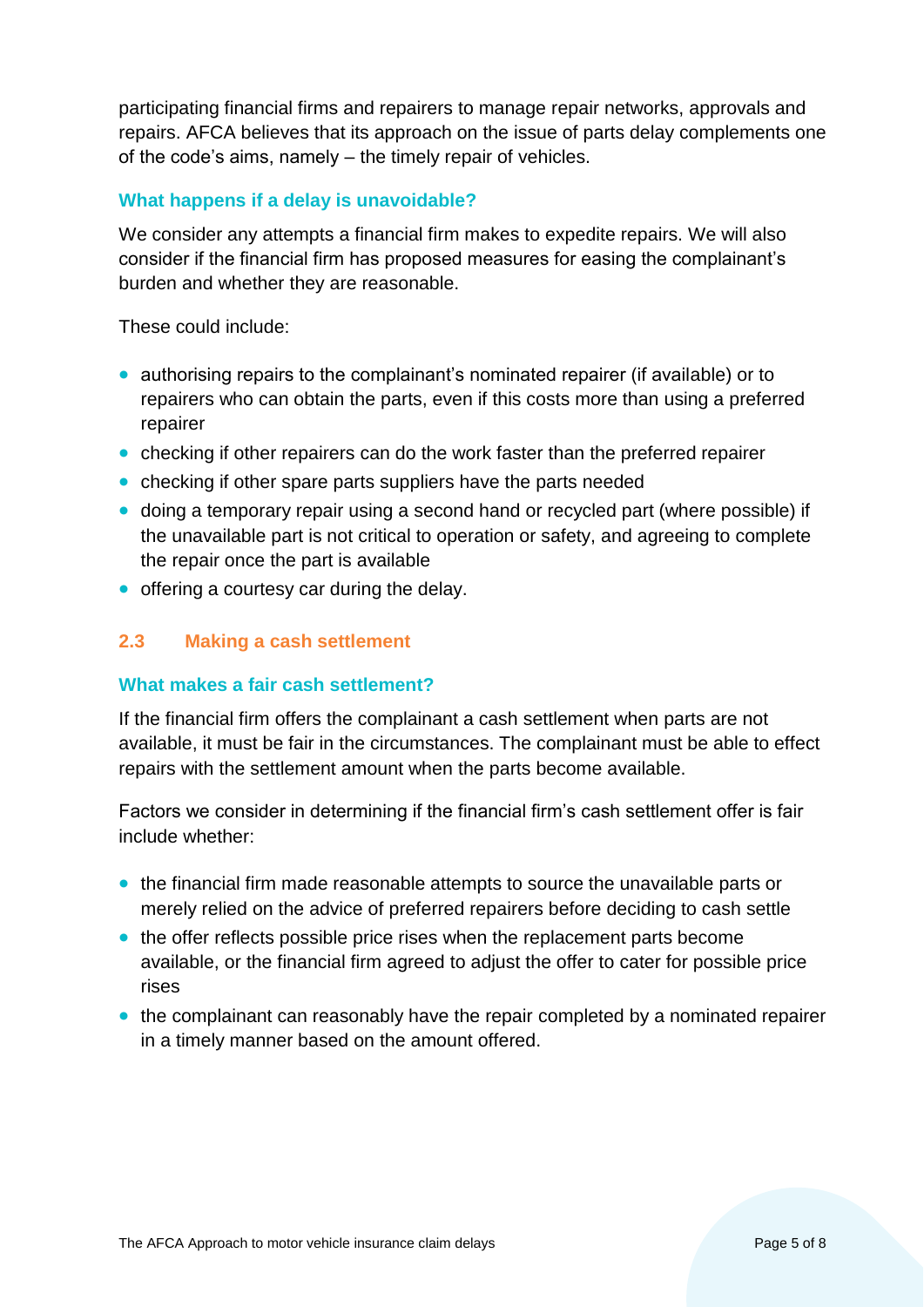participating financial firms and repairers to manage repair networks, approvals and repairs. AFCA believes that its approach on the issue of parts delay complements one of the code's aims, namely – the timely repair of vehicles.

### What happens if a delay is unavoidable?

We consider any attempts a financial firm makes to expedite repairs. We will also consider if the financial firm has proposed measures for easing the complainant's burden and whether they are reasonable.

These could include:

- authorising repairs to the complainant's nominated repairer (if available) or to repairers who can obtain the parts, even if this costs more than using a preferred repairer
- checking if other repairers can do the work faster than the preferred repairer
- checking if other spare parts suppliers have the parts needed
- doing a temporary repair using a second hand or recycled part (where possible) if the unavailable part is not critical to operation or safety, and agreeing to complete the repair once the part is available
- offering a courtesy car during the delay.

## 2.3 Making a cash settlement

### What makes a fair cash settlement?

If the financial firm offers the complainant a cash settlement when parts are not available, it must be fair in the circumstances. The complainant must be able to effect repairs with the settlement amount when the parts become available.

Factors we consider in determining if the financial firm's cash settlement offer is fair include whether:

- the financial firm made reasonable attempts to source the unavailable parts or merely relied on the advice of preferred repairers before deciding to cash settle
- the offer reflects possible price rises when the replacement parts become available, or the financial firm agreed to adjust the offer to cater for possible price rises
- the complainant can reasonably have the repair completed by a nominated repairer in a timely manner based on the amount offered.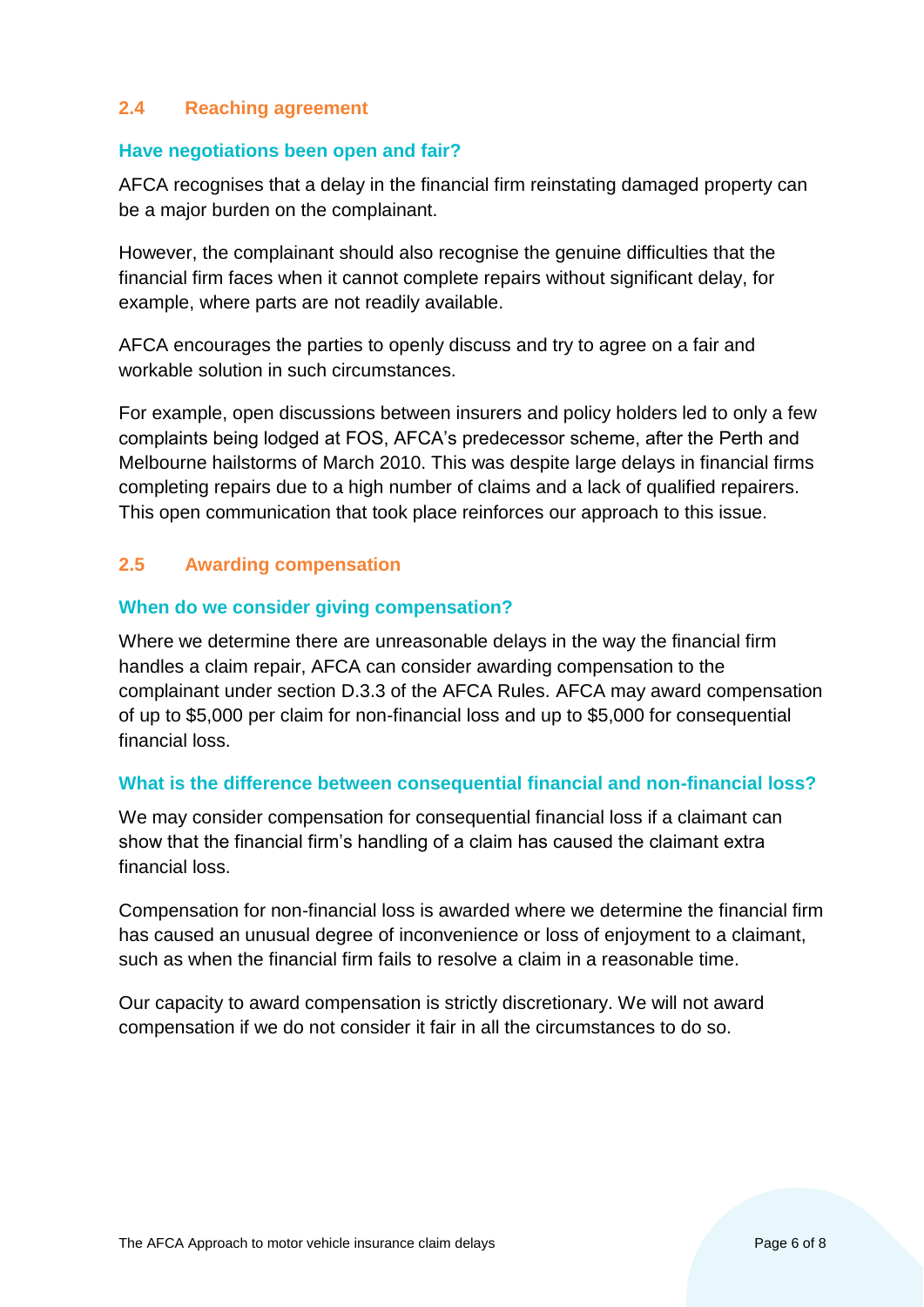## 2.4 Reaching agreement

### Have negotiations been open and fair?

AFCA recognises that a delay in the financial firm reinstating damaged property can be a major burden on the complainant.

However, the complainant should also recognise the genuine difficulties that the financial firm faces when it cannot complete repairs without significant delay, for example, where parts are not readily available.

AFCA encourages the parties to openly discuss and try to agree on a fair and workable solution in such circumstances.

For example, open discussions between insurers and policy holders led to only a few complaints being lodged at FOS, AFCA's predecessor scheme, after the Perth and Melbourne hailstorms of March 2010. This was despite large delays in financial firms completing repairs due to a high number of claims and a lack of qualified repairers. This open communication that took place reinforces our approach to this issue.

## 2.5 Awarding compensation

### When do we consider giving compensation?

Where we determine there are unreasonable delays in the way the financial firm handles a claim repair, AFCA can consider awarding compensation to the complainant under section D.3.3 of the AFCA Rules. AFCA may award compensation of up to $5,000 per claim for non-financial loss and up to $5,000 for consequential financial loss.

### What is the difference between consequential financial and non-financial loss?

We may consider compensation for consequential financial loss if a claimant can show that the financial firm's handling of a claim has caused the claimant extra financial loss.

Compensation for non-financial loss is awarded where we determine the financial firm has caused an unusual degree of inconvenience or loss of enjoyment to a claimant, such as when the financial firm fails to resolve a claim in a reasonable time.

Our capacity to award compensation is strictly discretionary. We will not award compensation if we do not consider it fair in all the circumstances to do so.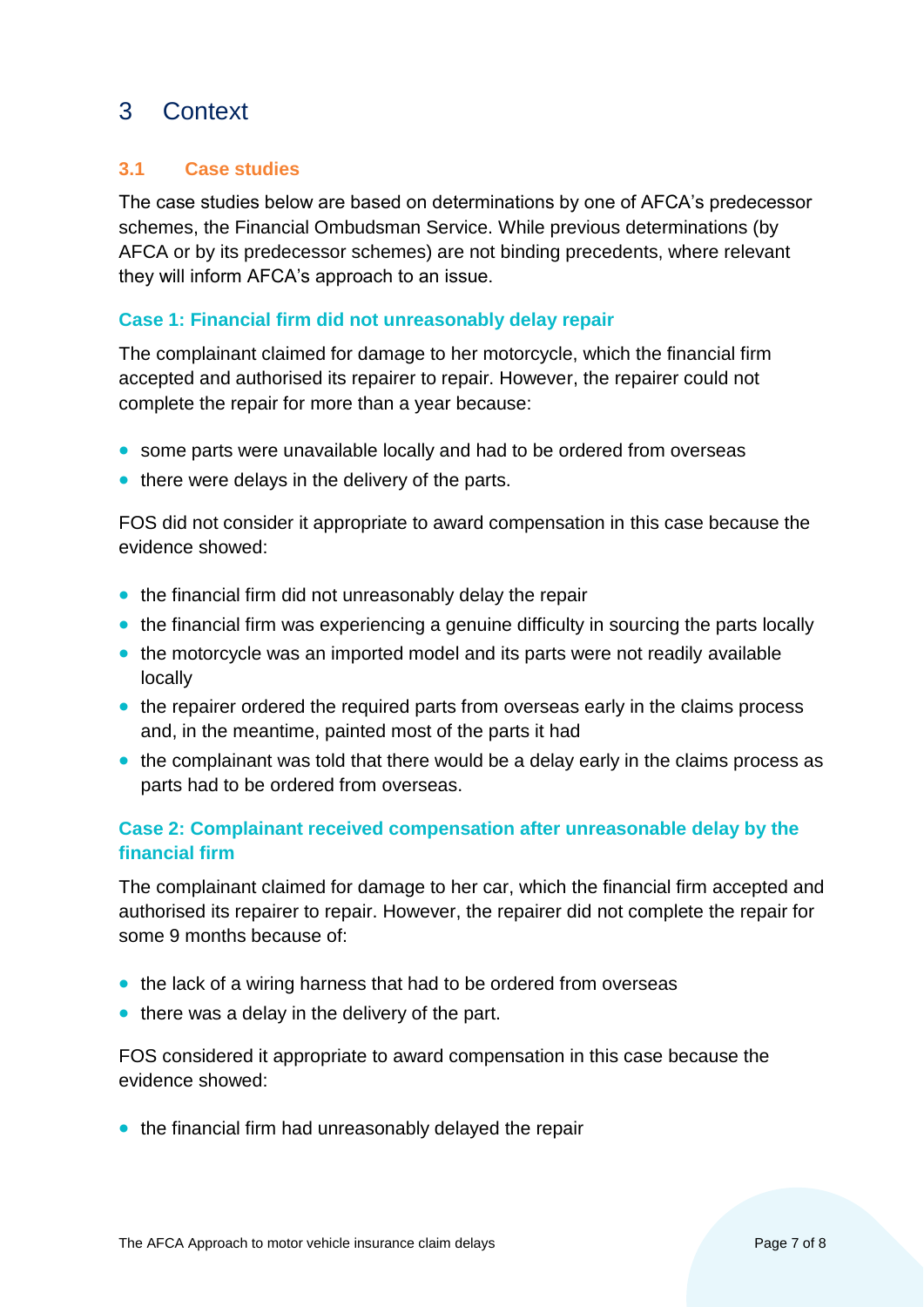# 3 Context

## 3.1 Case studies

The case studies below are based on determinations by one of AFCA's predecessor schemes, the Financial Ombudsman Service. While previous determinations (by AFCA or by its predecessor schemes) are not binding precedents, where relevant they will inform AFCA's approach to an issue.

### Case 1: Financial firm did not unreasonably delay repair

The complainant claimed for damage to her motorcycle, which the financial firm accepted and authorised its repairer to repair. However, the repairer could not complete the repair for more than a year because:

- some parts were unavailable locally and had to be ordered from overseas
- there were delays in the delivery of the parts.

FOS did not consider it appropriate to award compensation in this case because the evidence showed:

- the financial firm did not unreasonably delay the repair
- the financial firm was experiencing a genuine difficulty in sourcing the parts locally
- the motorcycle was an imported model and its parts were not readily available locally
- the repairer ordered the required parts from overseas early in the claims process and, in the meantime, painted most of the parts it had
- the complainant was told that there would be a delay early in the claims process as parts had to be ordered from overseas.

### Case 2: Complainant received compensation after unreasonable delay by the financial firm

The complainant claimed for damage to her car, which the financial firm accepted and authorised its repairer to repair. However, the repairer did not complete the repair for some 9 months because of:

- the lack of a wiring harness that had to be ordered from overseas
- there was a delay in the delivery of the part.

FOS considered it appropriate to award compensation in this case because the evidence showed:

- the financial firm had unreasonably delayed the repair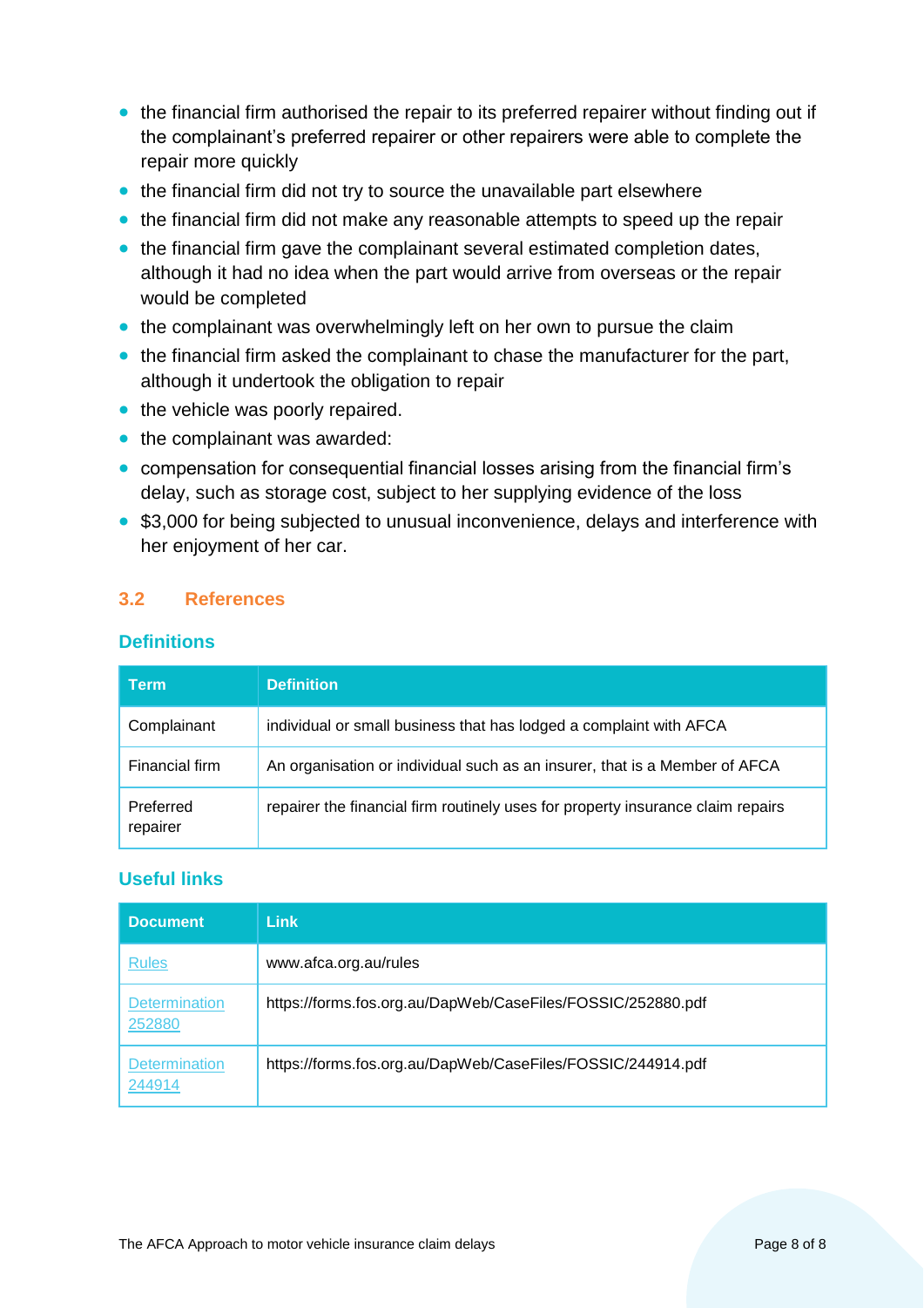- the financial firm authorised the repair to its preferred repairer without finding out if the complainant's preferred repairer or other repairers were able to complete the repair more quickly
- the financial firm did not try to source the unavailable part elsewhere
- the financial firm did not make any reasonable attempts to speed up the repair
- the financial firm gave the complainant several estimated completion dates, although it had no idea when the part would arrive from overseas or the repair would be completed
- the complainant was overwhelmingly left on her own to pursue the claim
- the financial firm asked the complainant to chase the manufacturer for the part, although it undertook the obligation to repair
- the vehicle was poorly repaired.
- the complainant was awarded:
- compensation for consequential financial losses arising from the financial firm's delay, such as storage cost, subject to her supplying evidence of the loss
- $3,000 for being subjected to unusual inconvenience, delays and interference with her enjoyment of her car.

## 3.2 References

### Definitions

| Term | Definition |
|---|---|
| Complainant | individual or small business that has lodged a complaint with AFCA |
| Financial firm | An organisation or individual such as an insurer, that is a Member of AFCA |
| Preferred repairer | repairer the financial firm routinely uses for property insurance claim repairs |

### Useful links

| Document | Link |
|---|---|
| Rules | www.afca.org.au/rules |
| Determination 252880 | https://forms.fos.org.au/DapWeb/CaseFiles/FOSSIC/252880.pdf |
| Determination 244914 | https://forms.fos.org.au/DapWeb/CaseFiles/FOSSIC/244914.pdf |